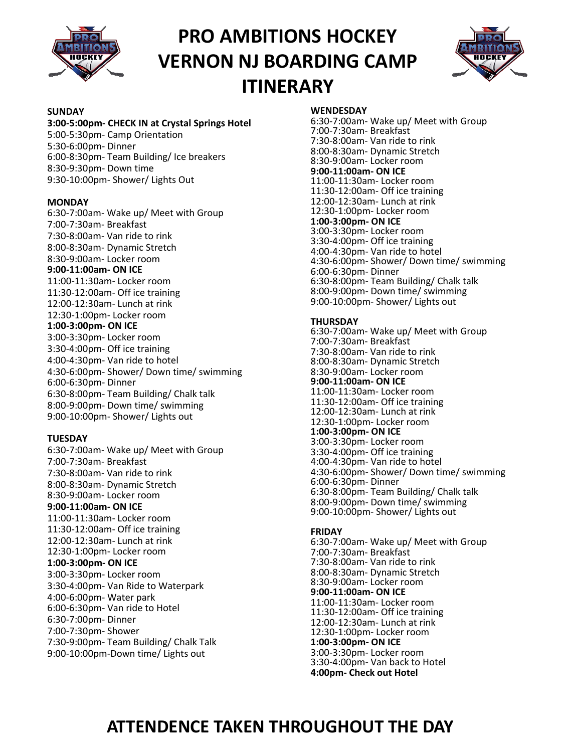# PRO AMBITIONS HOCKEY
# VERNON NJ BOARDING CAMP
# ITINERARY

**SUNDAY**

**3:00-5:00pm- CHECK IN at Crystal Springs Hotel**
5:00-5:30pm- Camp Orientation
5:30-6:00pm- Dinner
6:00-8:30pm- Team Building/ Ice breakers
8:30-9:30pm- Down time
9:30-10:00pm- Shower/ Lights Out

**MONDAY**

6:30-7:00am- Wake up/ Meet with Group
7:00-7:30am- Breakfast
7:30-8:00am- Van ride to rink
8:00-8:30am- Dynamic Stretch
8:30-9:00am- Locker room
**9:00-11:00am- ON ICE**
11:00-11:30am- Locker room
11:30-12:00am- Off ice training
12:00-12:30am- Lunch at rink
12:30-1:00pm- Locker room
**1:00-3:00pm- ON ICE**
3:00-3:30pm- Locker room
3:30-4:00pm- Off ice training
4:00-4:30pm- Van ride to hotel
4:30-6:00pm- Shower/ Down time/ swimming
6:00-6:30pm- Dinner
6:30-8:00pm- Team Building/ Chalk talk
8:00-9:00pm- Down time/ swimming
9:00-10:00pm- Shower/ Lights out

**TUESDAY**

6:30-7:00am- Wake up/ Meet with Group
7:00-7:30am- Breakfast
7:30-8:00am- Van ride to rink
8:00-8:30am- Dynamic Stretch
8:30-9:00am- Locker room
**9:00-11:00am- ON ICE**
11:00-11:30am- Locker room
11:30-12:00am- Off ice training
12:00-12:30am- Lunch at rink
12:30-1:00pm- Locker room
**1:00-3:00pm- ON ICE**
3:00-3:30pm- Locker room
3:30-4:00pm- Van Ride to Waterpark
4:00-6:00pm- Water park
6:00-6:30pm- Van ride to Hotel
6:30-7:00pm- Dinner
7:00-7:30pm- Shower
7:30-9:00pm- Team Building/ Chalk Talk
9:00-10:00pm-Down time/ Lights out

**WENDESDAY**

6:30-7:00am- Wake up/ Meet with Group
7:00-7:30am- Breakfast
7:30-8:00am- Van ride to rink
8:00-8:30am- Dynamic Stretch
8:30-9:00am- Locker room
**9:00-11:00am- ON ICE**
11:00-11:30am- Locker room
11:30-12:00am- Off ice training
12:00-12:30am- Lunch at rink
12:30-1:00pm- Locker room
**1:00-3:00pm- ON ICE**
3:00-3:30pm- Locker room
3:30-4:00pm- Off ice training
4:00-4:30pm- Van ride to hotel
4:30-6:00pm- Shower/ Down time/ swimming
6:00-6:30pm- Dinner
6:30-8:00pm- Team Building/ Chalk talk
8:00-9:00pm- Down time/ swimming
9:00-10:00pm- Shower/ Lights out

**THURSDAY**

6:30-7:00am- Wake up/ Meet with Group
7:00-7:30am- Breakfast
7:30-8:00am- Van ride to rink
8:00-8:30am- Dynamic Stretch
8:30-9:00am- Locker room
**9:00-11:00am- ON ICE**
11:00-11:30am- Locker room
11:30-12:00am- Off ice training
12:00-12:30am- Lunch at rink
12:30-1:00pm- Locker room
**1:00-3:00pm- ON ICE**
3:00-3:30pm- Locker room
3:30-4:00pm- Off ice training
4:00-4:30pm- Van ride to hotel
4:30-6:00pm- Shower/ Down time/ swimming
6:00-6:30pm- Dinner
6:30-8:00pm- Team Building/ Chalk talk
8:00-9:00pm- Down time/ swimming
9:00-10:00pm- Shower/ Lights out

**FRIDAY**

6:30-7:00am- Wake up/ Meet with Group
7:00-7:30am- Breakfast
7:30-8:00am- Van ride to rink
8:00-8:30am- Dynamic Stretch
8:30-9:00am- Locker room
**9:00-11:00am- ON ICE**
11:00-11:30am- Locker room
11:30-12:00am- Off ice training
12:00-12:30am- Lunch at rink
12:30-1:00pm- Locker room
**1:00-3:00pm- ON ICE**
3:00-3:30pm- Locker room
3:30-4:00pm- Van back to Hotel
**4:00pm- Check out Hotel**

## ATTENDENCE TAKEN THROUGHOUT THE DAY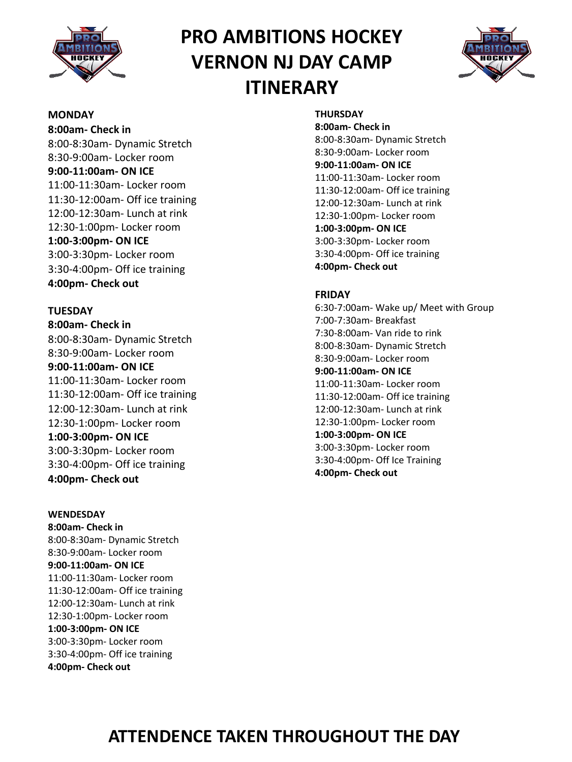# PRO AMBITIONS HOCKEY VERNON NJ DAY CAMP ITINERARY

**MONDAY**

**8:00am- Check in**
8:00-8:30am- Dynamic Stretch
8:30-9:00am- Locker room
**9:00-11:00am- ON ICE**
11:00-11:30am- Locker room
11:30-12:00am- Off ice training
12:00-12:30am- Lunch at rink
12:30-1:00pm- Locker room
**1:00-3:00pm- ON ICE**
3:00-3:30pm- Locker room
3:30-4:00pm- Off ice training
**4:00pm- Check out**

**TUESDAY**

**8:00am- Check in**
8:00-8:30am- Dynamic Stretch
8:30-9:00am- Locker room
**9:00-11:00am- ON ICE**
11:00-11:30am- Locker room
11:30-12:00am- Off ice training
12:00-12:30am- Lunch at rink
12:30-1:00pm- Locker room
**1:00-3:00pm- ON ICE**
3:00-3:30pm- Locker room
3:30-4:00pm- Off ice training
**4:00pm- Check out**

**WENDESDAY**

**8:00am- Check in**
8:00-8:30am- Dynamic Stretch
8:30-9:00am- Locker room
**9:00-11:00am- ON ICE**
11:00-11:30am- Locker room
11:30-12:00am- Off ice training
12:00-12:30am- Lunch at rink
12:30-1:00pm- Locker room
**1:00-3:00pm- ON ICE**
3:00-3:30pm- Locker room
3:30-4:00pm- Off ice training
**4:00pm- Check out**

**THURSDAY**

**8:00am- Check in**
8:00-8:30am- Dynamic Stretch
8:30-9:00am- Locker room
**9:00-11:00am- ON ICE**
11:00-11:30am- Locker room
11:30-12:00am- Off ice training
12:00-12:30am- Lunch at rink
12:30-1:00pm- Locker room
**1:00-3:00pm- ON ICE**
3:00-3:30pm- Locker room
3:30-4:00pm- Off ice training
**4:00pm- Check out**

**FRIDAY**

6:30-7:00am- Wake up/ Meet with Group
7:00-7:30am- Breakfast
7:30-8:00am- Van ride to rink
8:00-8:30am- Dynamic Stretch
8:30-9:00am- Locker room
**9:00-11:00am- ON ICE**
11:00-11:30am- Locker room
11:30-12:00am- Off ice training
12:00-12:30am- Lunch at rink
12:30-1:00pm- Locker room
**1:00-3:00pm- ON ICE**
3:00-3:30pm- Locker room
3:30-4:00pm- Off Ice Training
**4:00pm- Check out**

## ATTENDENCE TAKEN THROUGHOUT THE DAY